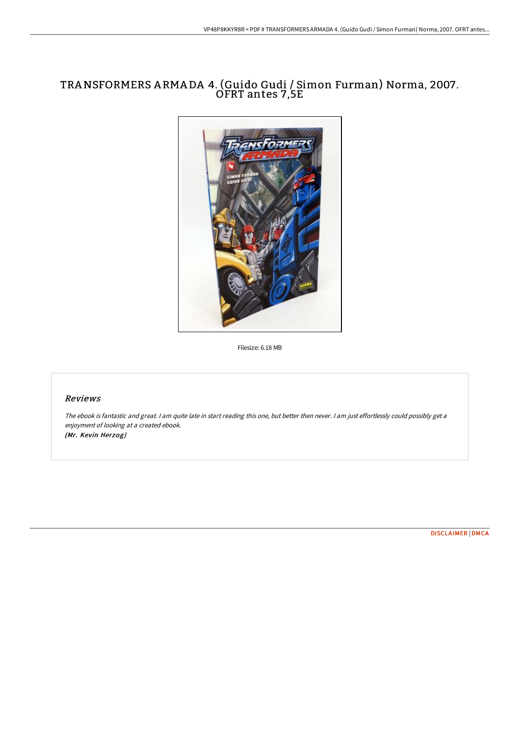# TRANSFORMERS ARMADA 4. (Guido Gudi / Simon Furman) Norma, 2007. OFRT antes 7,5E

Filesize: 6.18 MB

## *Reviews*

*The ebook is fantastic and great. I am quite late in start reading this one, but better then never. I am just effortlessly could possibly get a enjoyment of looking at a created ebook.*
***(Mr. Kevin Herzog)***

[DISCLAIMER](#) | [DMCA](#)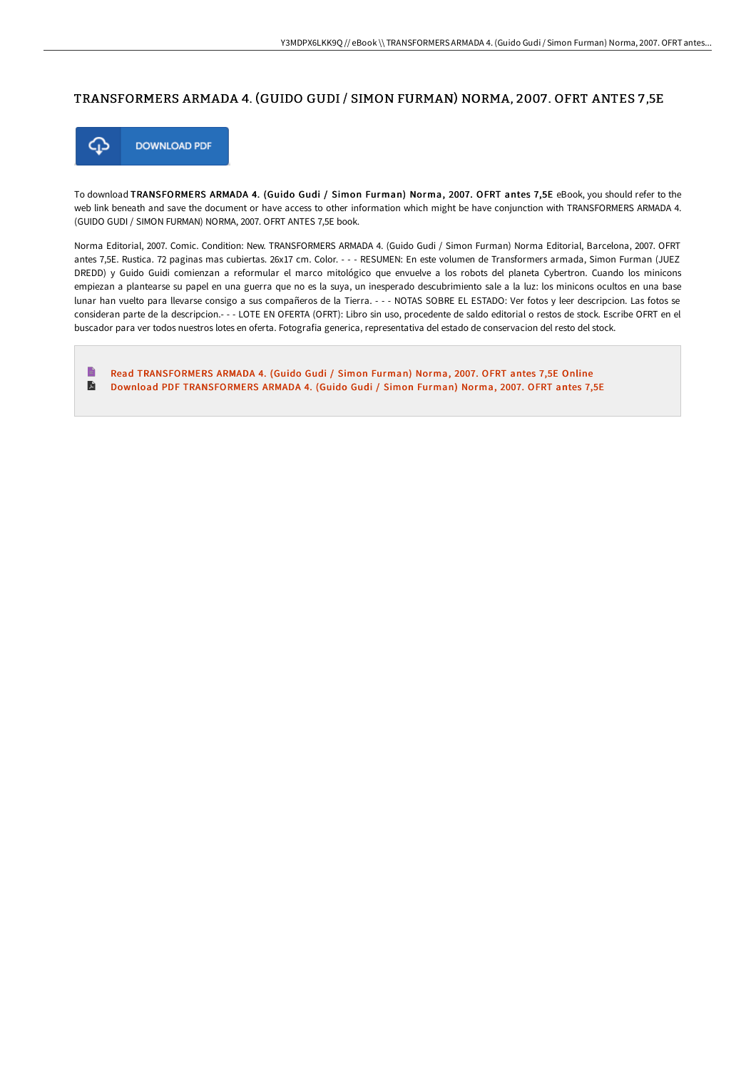# TRANSFORMERS ARMADA 4. (GUIDO GUDI / SIMON FURMAN) NORMA, 2007. OFRT ANTES 7,5E

DOWNLOAD PDF

To download **TRANSFORMERS ARMADA 4. (Guido Gudi / Simon Furman) Norma, 2007. OFRT antes 7,5E** eBook, you should refer to the web link beneath and save the document or have access to other information which might be have conjunction with TRANSFORMERS ARMADA 4. (GUIDO GUDI / SIMON FURMAN) NORMA, 2007. OFRT ANTES 7,5E book.

Norma Editorial, 2007. Comic. Condition: New. TRANSFORMERS ARMADA 4. (Guido Gudi / Simon Furman) Norma Editorial, Barcelona, 2007. OFRT antes 7,5E. Rustica. 72 paginas mas cubiertas. 26x17 cm. Color. - - - RESUMEN: En este volumen de Transformers armada, Simon Furman (JUEZ DREDD) y Guido Guidi comienzan a reformular el marco mitológico que envuelve a los robots del planeta Cybertron. Cuando los minicons empiezan a plantearse su papel en una guerra que no es la suya, un inesperado descubrimiento sale a la luz: los minicons ocultos en una base lunar han vuelto para llevarse consigo a sus compañeros de la Tierra. - - - NOTAS SOBRE EL ESTADO: Ver fotos y leer descripcion. Las fotos se consideran parte de la descripcion.- - - LOTE EN OFERTA (OFRT): Libro sin uso, procedente de saldo editorial o restos de stock. Escribe OFRT en el buscador para ver todos nuestros lotes en oferta. Fotografia generica, representativa del estado de conservacion del resto del stock.

- Read TRANSFORMERS ARMADA 4. (Guido Gudi / Simon Furman) Norma, 2007. OFRT antes 7,5E Online
- Download PDF TRANSFORMERS ARMADA 4. (Guido Gudi / Simon Furman) Norma, 2007. OFRT antes 7,5E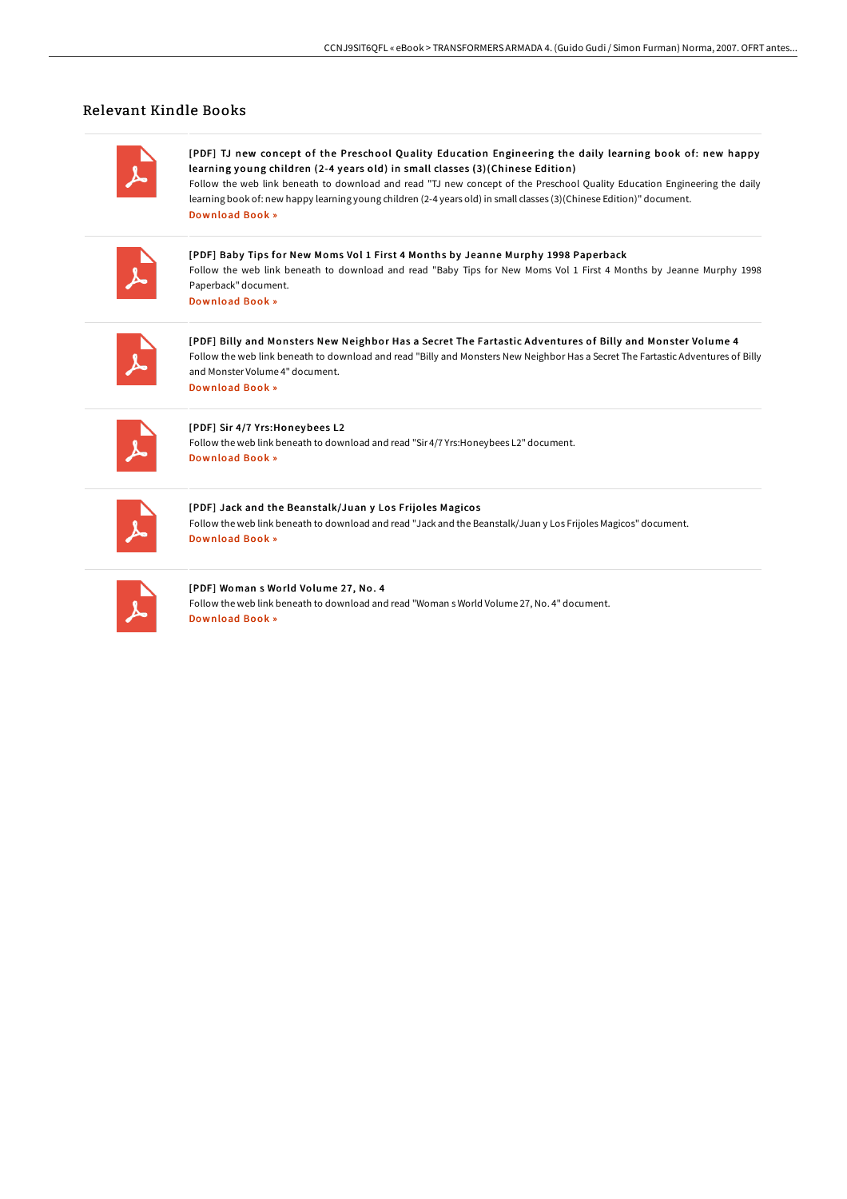## Relevant Kindle Books

[PDF] TJ new concept of the Preschool Quality Education Engineering the daily learning book of: new happy learning young children (2-4 years old) in small classes (3)(Chinese Edition)
Follow the web link beneath to download and read "TJ new concept of the Preschool Quality Education Engineering the daily learning book of: new happy learning young children (2-4 years old) in small classes (3)(Chinese Edition)" document.
Download Book »

[PDF] Baby Tips for New Moms Vol 1 First 4 Months by Jeanne Murphy 1998 Paperback
Follow the web link beneath to download and read "Baby Tips for New Moms Vol 1 First 4 Months by Jeanne Murphy 1998 Paperback" document.
Download Book »

[PDF] Billy and Monsters New Neighbor Has a Secret The Fartastic Adventures of Billy and Monster Volume 4
Follow the web link beneath to download and read "Billy and Monsters New Neighbor Has a Secret The Fartastic Adventures of Billy and Monster Volume 4" document.
Download Book »

[PDF] Sir 4/7 Yrs:Honeybees L2
Follow the web link beneath to download and read "Sir 4/7 Yrs:Honeybees L2" document.
Download Book »

[PDF] Jack and the Beanstalk/Juan y Los Frijoles Magicos
Follow the web link beneath to download and read "Jack and the Beanstalk/Juan y Los Frijoles Magicos" document.
Download Book »

[PDF] Woman s World Volume 27, No. 4
Follow the web link beneath to download and read "Woman s World Volume 27, No. 4" document.
Download Book »